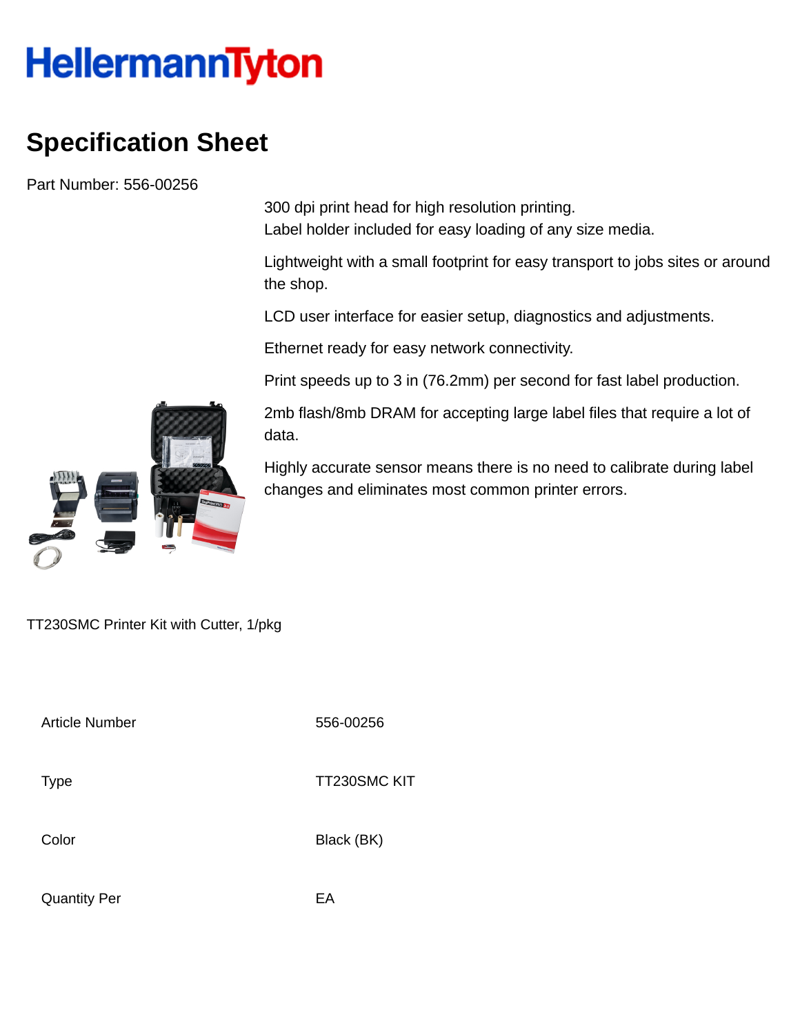HellermannTyton

# Specification Sheet

Part Number: 556-00256

300 dpi print head for high resolution printing.
Label holder included for easy loading of any size media.

Lightweight with a small footprint for easy transport to jobs sites or around the shop.

LCD user interface for easier setup, diagnostics and adjustments.

Ethernet ready for easy network connectivity.

Print speeds up to 3 in (76.2mm) per second for fast label production.

2mb flash/8mb DRAM for accepting large label files that require a lot of data.

Highly accurate sensor means there is no need to calibrate during label changes and eliminates most common printer errors.

TT230SMC Printer Kit with Cutter, 1/pkg

| | |
|---|---|
| Article Number | 556-00256 |
| Type | TT230SMC KIT |
| Color | Black (BK) |
| Quantity Per | EA |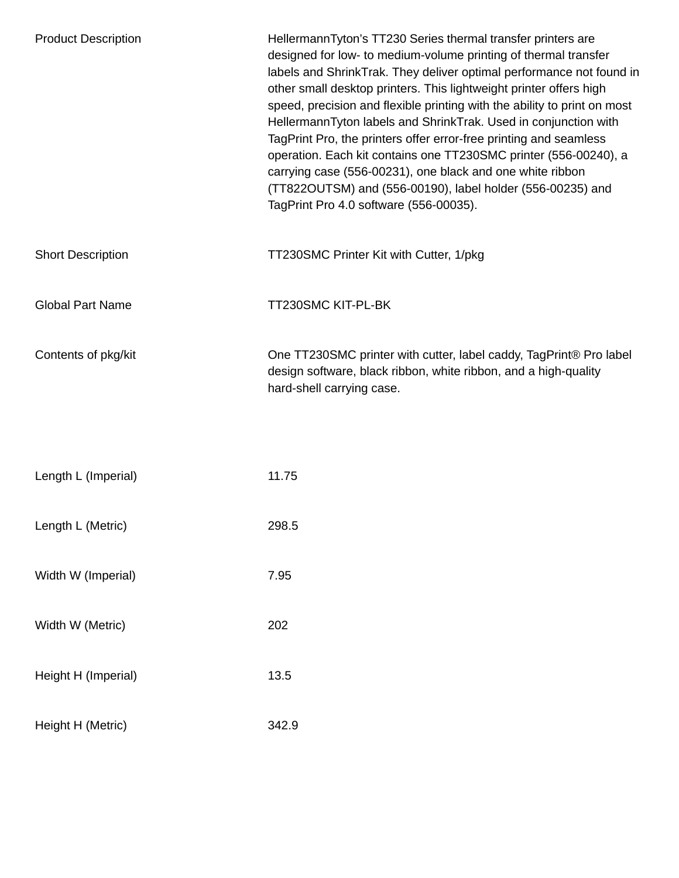| | |
|---|---|
| Product Description | HellermannTyton's TT230 Series thermal transfer printers are designed for low- to medium-volume printing of thermal transfer labels and ShrinkTrak. They deliver optimal performance not found in other small desktop printers. This lightweight printer offers high speed, precision and flexible printing with the ability to print on most HellermannTyton labels and ShrinkTrak. Used in conjunction with TagPrint Pro, the printers offer error-free printing and seamless operation. Each kit contains one TT230SMC printer (556-00240), a carrying case (556-00231), one black and one white ribbon (TT822OUTSM) and (556-00190), label holder (556-00235) and TagPrint Pro 4.0 software (556-00035). |
| Short Description | TT230SMC Printer Kit with Cutter, 1/pkg |
| Global Part Name | TT230SMC KIT-PL-BK |
| Contents of pkg/kit | One TT230SMC printer with cutter, label caddy, TagPrint® Pro label design software, black ribbon, white ribbon, and a high-quality hard-shell carrying case. |
| Length L (Imperial) | 11.75 |
| Length L (Metric) | 298.5 |
| Width W (Imperial) | 7.95 |
| Width W (Metric) | 202 |
| Height H (Imperial) | 13.5 |
| Height H (Metric) | 342.9 |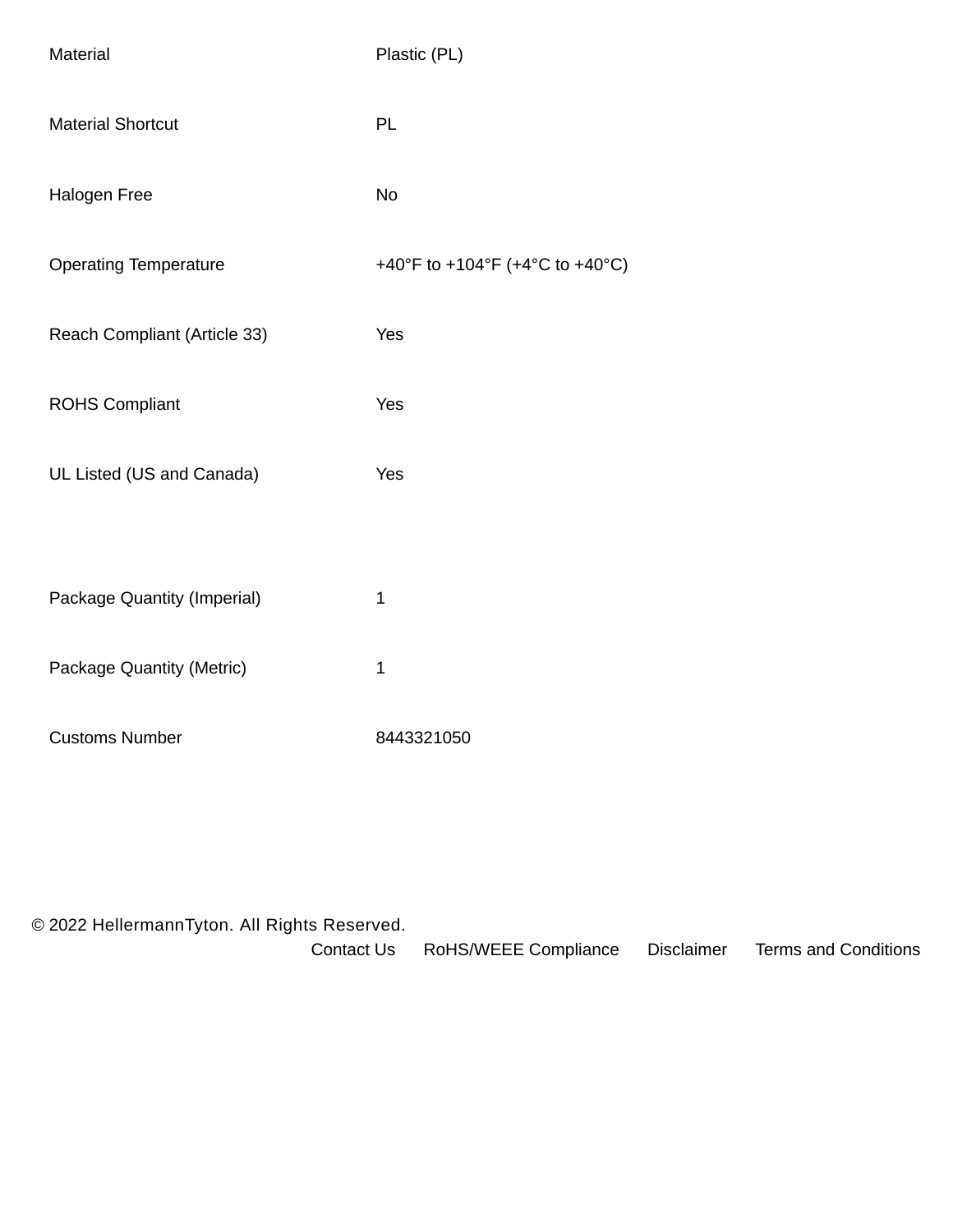| | |
|---|---|
| Material | Plastic (PL) |
| Material Shortcut | PL |
| Halogen Free | No |
| Operating Temperature | +40°F to +104°F (+4°C to +40°C) |
| Reach Compliant (Article 33) | Yes |
| ROHS Compliant | Yes |
| UL Listed (US and Canada) | Yes |

| | |
|---|---|
| Package Quantity (Imperial) | 1 |
| Package Quantity (Metric) | 1 |
| Customs Number | 8443321050 |

© 2022 HellermannTyton. All Rights Reserved.

Contact Us    RoHS/WEEE Compliance    Disclaimer    Terms and Conditions